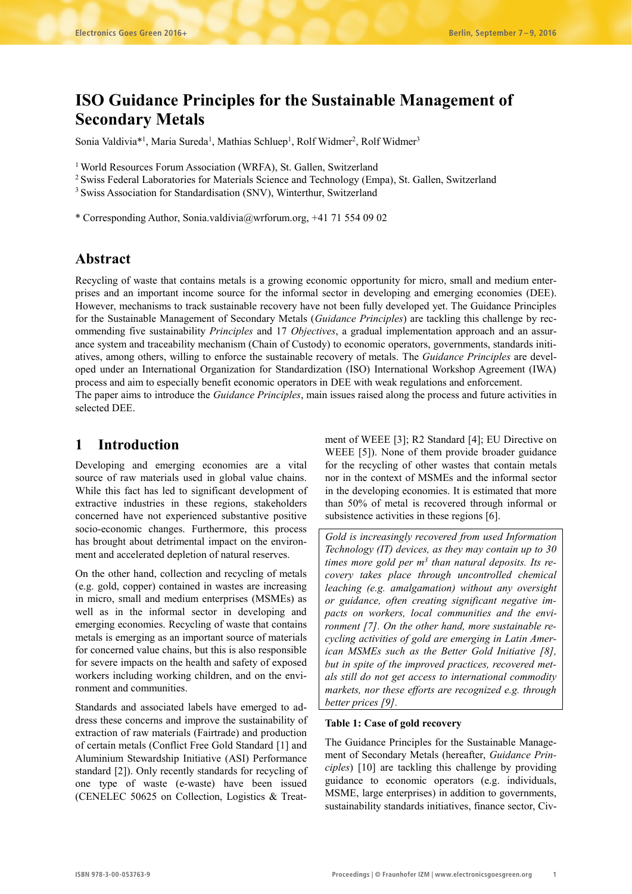# ISO Guidance Principles for the Sustainable Management of Secondary Metals

Sonia Valdivia*[1], Maria Sureda[1], Mathias Schluep[1], Rolf Widmer[2], Rolf Widmer[3]

[1] World Resources Forum Association (WRFA), St. Gallen, Switzerland
[2] Swiss Federal Laboratories for Materials Science and Technology (Empa), St. Gallen, Switzerland
[3] Swiss Association for Standardisation (SNV), Winterthur, Switzerland

* Corresponding Author, Sonia.valdivia@wrforum.org, +41 71 554 09 02

## Abstract

Recycling of waste that contains metals is a growing economic opportunity for micro, small and medium enterprises and an important income source for the informal sector in developing and emerging economies (DEE). However, mechanisms to track sustainable recovery have not been fully developed yet. The Guidance Principles for the Sustainable Management of Secondary Metals (*Guidance Principles*) are tackling this challenge by recommending five sustainability *Principles* and 17 *Objectives*, a gradual implementation approach and an assurance system and traceability mechanism (Chain of Custody) to economic operators, governments, standards initiatives, among others, willing to enforce the sustainable recovery of metals. The *Guidance Principles* are developed under an International Organization for Standardization (ISO) International Workshop Agreement (IWA) process and aim to especially benefit economic operators in DEE with weak regulations and enforcement.
The paper aims to introduce the *Guidance Principles*, main issues raised along the process and future activities in selected DEE.

## 1 Introduction

Developing and emerging economies are a vital source of raw materials used in global value chains. While this fact has led to significant development of extractive industries in these regions, stakeholders concerned have not experienced substantive positive socio-economic changes. Furthermore, this process has brought about detrimental impact on the environment and accelerated depletion of natural reserves.

On the other hand, collection and recycling of metals (e.g. gold, copper) contained in wastes are increasing in micro, small and medium enterprises (MSMEs) as well as in the informal sector in developing and emerging economies. Recycling of waste that contains metals is emerging as an important source of materials for concerned value chains, but this is also responsible for severe impacts on the health and safety of exposed workers including working children, and on the environment and communities.

Standards and associated labels have emerged to address these concerns and improve the sustainability of extraction of raw materials (Fairtrade) and production of certain metals (Conflict Free Gold Standard [1] and Aluminium Stewardship Initiative (ASI) Performance standard [2]). Only recently standards for recycling of one type of waste (e-waste) have been issued (CENELEC 50625 on Collection, Logistics & Treatment of WEEE [3]; R2 Standard [4]; EU Directive on WEEE [5]). None of them provide broader guidance for the recycling of other wastes that contain metals nor in the context of MSMEs and the informal sector in the developing economies. It is estimated that more than 50% of metal is recovered through informal or subsistence activities in these regions [6].

| *Gold is increasingly recovered from used Information Technology (IT) devices, as they may contain up to 30 times more gold per $m^3$ than natural deposits. Its recovery takes place through uncontrolled chemical leaching (e.g. amalgamation) without any oversight or guidance, often creating significant negative impacts on workers, local communities and the environment [7]. On the other hand, more sustainable recycling activities of gold are emerging in Latin American MSMEs such as the Better Gold Initiative [8], but in spite of the improved practices, recovered metals still do not get access to international commodity markets, nor these efforts are recognized e.g. through better prices [9].* |
|---|

**Table 1: Case of gold recovery**

The Guidance Principles for the Sustainable Management of Secondary Metals (hereafter, *Guidance Principles*) [10] are tackling this challenge by providing guidance to economic operators (e.g. individuals, MSME, large enterprises) in addition to governments, sustainability standards initiatives, finance sector, Civ-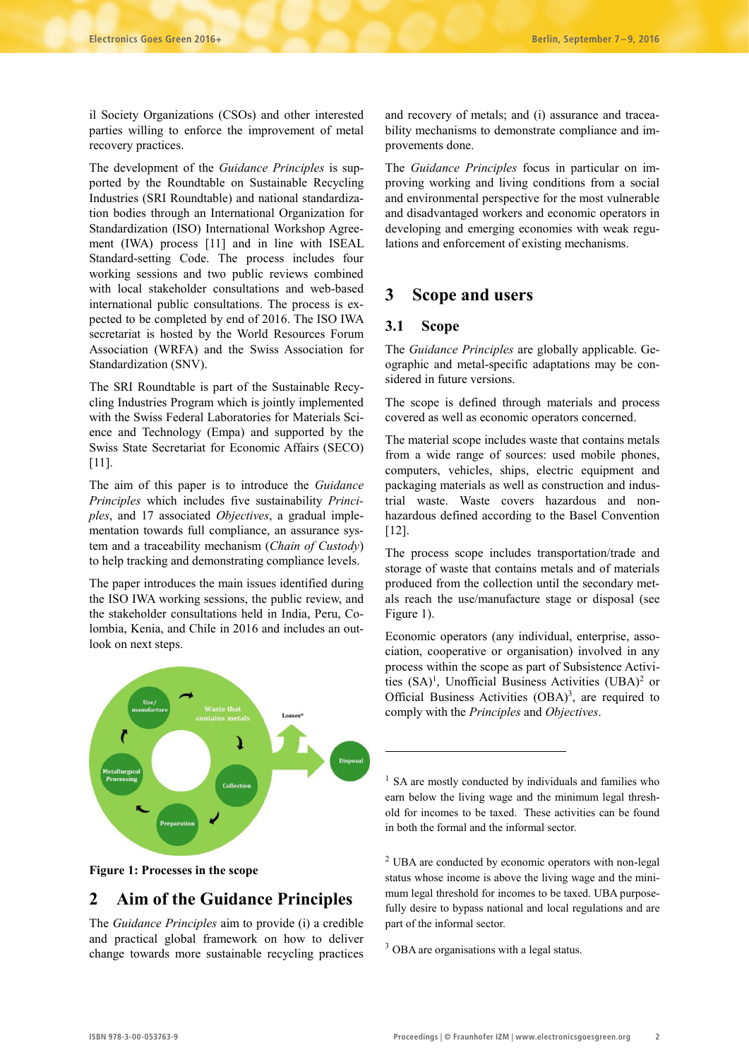il Society Organizations (CSOs) and other interested parties willing to enforce the improvement of metal recovery practices.

The development of the *Guidance Principles* is supported by the Roundtable on Sustainable Recycling Industries (SRI Roundtable) and national standardization bodies through an International Organization for Standardization (ISO) International Workshop Agreement (IWA) process [11] and in line with ISEAL Standard-setting Code. The process includes four working sessions and two public reviews combined with local stakeholder consultations and web-based international public consultations. The process is expected to be completed by end of 2016. The ISO IWA secretariat is hosted by the World Resources Forum Association (WRFA) and the Swiss Association for Standardization (SNV).

The SRI Roundtable is part of the Sustainable Recycling Industries Program which is jointly implemented with the Swiss Federal Laboratories for Materials Science and Technology (Empa) and supported by the Swiss State Secretariat for Economic Affairs (SECO) [11].

The aim of this paper is to introduce the *Guidance Principles* which includes five sustainability *Principles*, and 17 associated *Objectives*, a gradual implementation towards full compliance, an assurance system and a traceability mechanism (*Chain of Custody*) to help tracking and demonstrating compliance levels.

The paper introduces the main issues identified during the ISO IWA working sessions, the public review, and the stakeholder consultations held in India, Peru, Colombia, Kenia, and Chile in 2016 and includes an outlook on next steps.

**Figure 1: Processes in the scope**

## 2 Aim of the Guidance Principles

The *Guidance Principles* aim to provide (i) a credible and practical global framework on how to deliver change towards more sustainable recycling practices and recovery of metals; and (i) assurance and traceability mechanisms to demonstrate compliance and improvements done.

The *Guidance Principles* focus in particular on improving working and living conditions from a social and environmental perspective for the most vulnerable and disadvantaged workers and economic operators in developing and emerging economies with weak regulations and enforcement of existing mechanisms.

## 3 Scope and users

### 3.1 Scope

The *Guidance Principles* are globally applicable. Geographic and metal-specific adaptations may be considered in future versions.

The scope is defined through materials and process covered as well as economic operators concerned.

The material scope includes waste that contains metals from a wide range of sources: used mobile phones, computers, vehicles, ships, electric equipment and packaging materials as well as construction and industrial waste. Waste covers hazardous and non-hazardous defined according to the Basel Convention [12].

The process scope includes transportation/trade and storage of waste that contains metals and of materials produced from the collection until the secondary metals reach the use/manufacture stage or disposal (see Figure 1).

Economic operators (any individual, enterprise, association, cooperative or organisation) involved in any process within the scope as part of Subsistence Activities (SA)[1], Unofficial Business Activities (UBA)[2] or Official Business Activities (OBA)[3], are required to comply with the *Principles* and *Objectives*.

---

[1] SA are mostly conducted by individuals and families who earn below the living wage and the minimum legal threshold for incomes to be taxed. These activities can be found in both the formal and the informal sector.

[2] UBA are conducted by economic operators with non-legal status whose income is above the living wage and the minimum legal threshold for incomes to be taxed. UBA purposefully desire to bypass national and local regulations and are part of the informal sector.

[3] OBA are organisations with a legal status.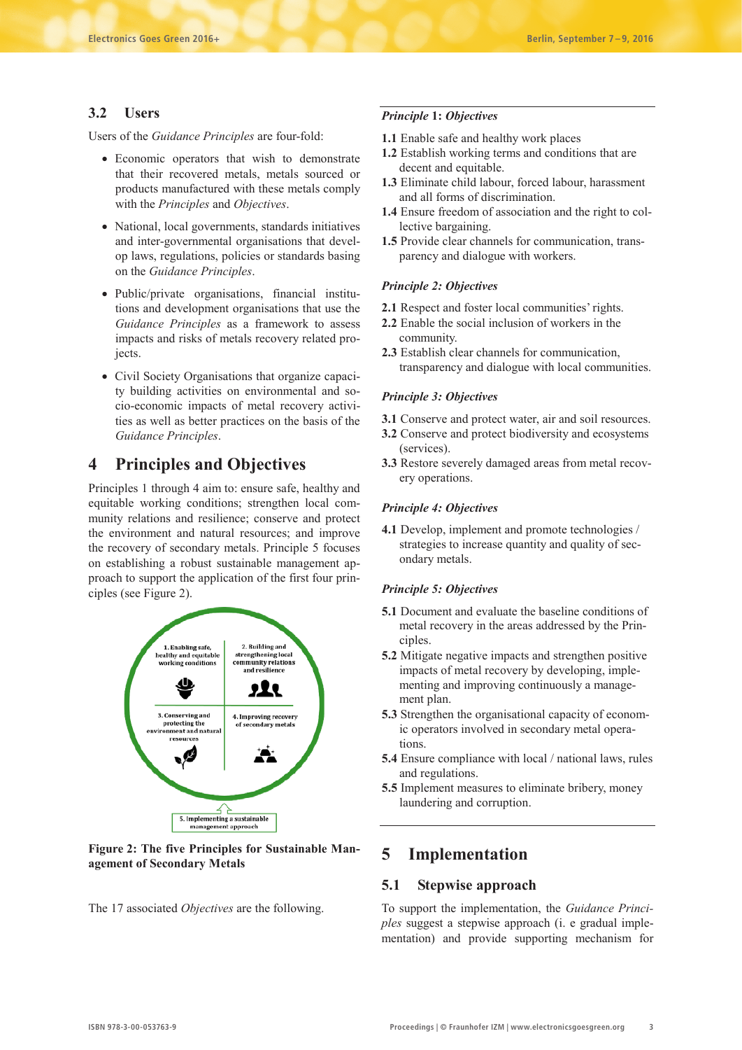### 3.2 Users

Users of the *Guidance Principles* are four-fold:

- Economic operators that wish to demonstrate that their recovered metals, metals sourced or products manufactured with these metals comply with the *Principles* and *Objectives*.
- National, local governments, standards initiatives and inter-governmental organisations that develop laws, regulations, policies or standards basing on the *Guidance Principles*.
- Public/private organisations, financial institutions and development organisations that use the *Guidance Principles* as a framework to assess impacts and risks of metals recovery related projects.
- Civil Society Organisations that organize capacity building activities on environmental and socio-economic impacts of metal recovery activities as well as better practices on the basis of the *Guidance Principles*.

## 4 Principles and Objectives

Principles 1 through 4 aim to: ensure safe, healthy and equitable working conditions; strengthen local community relations and resilience; conserve and protect the environment and natural resources; and improve the recovery of secondary metals. Principle 5 focuses on establishing a robust sustainable management approach to support the application of the first four principles (see Figure 2).

1. Enabling safe, healthy and equitable working conditions
2. Building and strengthening local community relations and resilience
3. Conserving and protecting the environment and natural resources
4. Improving recovery of secondary metals
5. Implementing a sustainable management approach

**Figure 2: The five Principles for Sustainable Management of Secondary Metals**

The 17 associated *Objectives* are the following.

***Principle* 1: *Objectives***

**1.1** Enable safe and healthy work places
**1.2** Establish working terms and conditions that are decent and equitable.
**1.3** Eliminate child labour, forced labour, harassment and all forms of discrimination.
**1.4** Ensure freedom of association and the right to collective bargaining.
**1.5** Provide clear channels for communication, transparency and dialogue with workers.

***Principle 2: Objectives***

**2.1** Respect and foster local communities' rights.
**2.2** Enable the social inclusion of workers in the community.
**2.3** Establish clear channels for communication, transparency and dialogue with local communities.

***Principle 3: Objectives***

**3.1** Conserve and protect water, air and soil resources.
**3.2** Conserve and protect biodiversity and ecosystems (services).
**3.3** Restore severely damaged areas from metal recovery operations.

***Principle 4: Objectives***

**4.1** Develop, implement and promote technologies / strategies to increase quantity and quality of secondary metals.

***Principle 5: Objectives***

**5.1** Document and evaluate the baseline conditions of metal recovery in the areas addressed by the Principles.
**5.2** Mitigate negative impacts and strengthen positive impacts of metal recovery by developing, implementing and improving continuously a management plan.
**5.3** Strengthen the organisational capacity of economic operators involved in secondary metal operations.
**5.4** Ensure compliance with local / national laws, rules and regulations.
**5.5** Implement measures to eliminate bribery, money laundering and corruption.

## 5 Implementation

### 5.1 Stepwise approach

To support the implementation, the *Guidance Principles* suggest a stepwise approach (i. e gradual implementation) and provide supporting mechanism for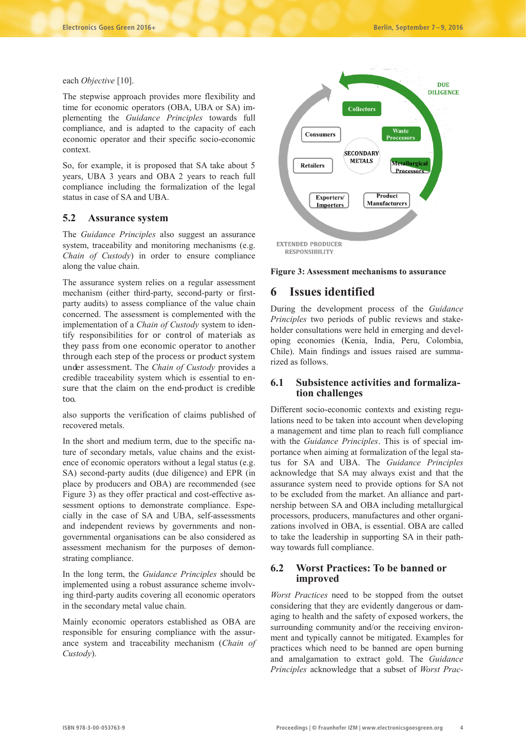each *Objective* [10].

The stepwise approach provides more flexibility and time for economic operators (OBA, UBA or SA) implementing the *Guidance Principles* towards full compliance, and is adapted to the capacity of each economic operator and their specific socio-economic context.

So, for example, it is proposed that SA take about 5 years, UBA 3 years and OBA 2 years to reach full compliance including the formalization of the legal status in case of SA and UBA.

## 5.2 Assurance system

The *Guidance Principles* also suggest an assurance system, traceability and monitoring mechanisms (e.g. *Chain of Custody*) in order to ensure compliance along the value chain.

The assurance system relies on a regular assessment mechanism (either third-party, second-party or first-party audits) to assess compliance of the value chain concerned. The assessment is complemented with the implementation of a *Chain of Custody* system to identify responsibilities for or control of materials as they pass from one economic operator to another through each step of the process or product system under assessment. The *Chain of Custody* provides a credible traceability system which is essential to ensure that the claim on the end-product is credible too.

also supports the verification of claims published of recovered metals.

In the short and medium term, due to the specific nature of secondary metals, value chains and the existence of economic operators without a legal status (e.g. SA) second-party audits (due diligence) and EPR (in place by producers and OBA) are recommended (see Figure 3) as they offer practical and cost-effective assessment options to demonstrate compliance. Especially in the case of SA and UBA, self-assessments and independent reviews by governments and non-governmental organisations can be also considered as assessment mechanism for the purposes of demonstrating compliance.

In the long term, the *Guidance Principles* should be implemented using a robust assurance scheme involving third-party audits covering all economic operators in the secondary metal value chain.

Mainly economic operators established as OBA are responsible for ensuring compliance with the assurance system and traceability mechanism (*Chain of Custody*).

DUE DILIGENCE

Collectors

Consumers

Waste Processors

SECONDARY METALS

Retailers

Metallurgical Processors

Exporters/ Importers

Product Manufacturers

EXTENDED PRODUCER RESPONSIBILITY

**Figure 3: Assessment mechanisms to assurance**

# 6 Issues identified

During the development process of the *Guidance Principles* two periods of public reviews and stakeholder consultations were held in emerging and developing economies (Kenia, India, Peru, Colombia, Chile). Main findings and issues raised are summarized as follows.

## 6.1 Subsistence activities and formalization challenges

Different socio-economic contexts and existing regulations need to be taken into account when developing a management and time plan to reach full compliance with the *Guidance Principles*. This is of special importance when aiming at formalization of the legal status for SA and UBA. The *Guidance Principles* acknowledge that SA may always exist and that the assurance system need to provide options for SA not to be excluded from the market. An alliance and partnership between SA and OBA including metallurgical processors, producers, manufactures and other organizations involved in OBA, is essential. OBA are called to take the leadership in supporting SA in their pathway towards full compliance.

## 6.2 Worst Practices: To be banned or improved

*Worst Practices* need to be stopped from the outset considering that they are evidently dangerous or damaging to health and the safety of exposed workers, the surrounding community and/or the receiving environment and typically cannot be mitigated. Examples for practices which need to be banned are open burning and amalgamation to extract gold. The *Guidance Principles* acknowledge that a subset of *Worst Prac-*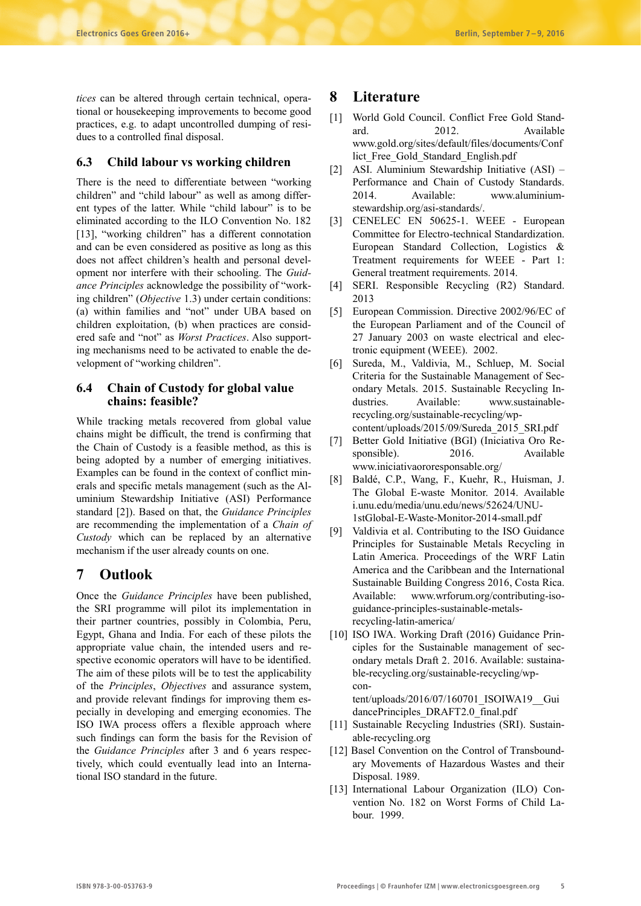*tices* can be altered through certain technical, operational or housekeeping improvements to become good practices, e.g. to adapt uncontrolled dumping of residues to a controlled final disposal.

### 6.3 Child labour vs working children

There is the need to differentiate between "working children" and "child labour" as well as among different types of the latter. While "child labour" is to be eliminated according to the ILO Convention No. 182 [13], "working children" has a different connotation and can be even considered as positive as long as this does not affect children's health and personal development nor interfere with their schooling. The *Guidance Principles* acknowledge the possibility of "working children" (*Objective* 1.3) under certain conditions: (a) within families and "not" under UBA based on children exploitation, (b) when practices are considered safe and "not" as *Worst Practices*. Also supporting mechanisms need to be activated to enable the development of "working children".

### 6.4 Chain of Custody for global value chains: feasible?

While tracking metals recovered from global value chains might be difficult, the trend is confirming that the Chain of Custody is a feasible method, as this is being adopted by a number of emerging initiatives. Examples can be found in the context of conflict minerals and specific metals management (such as the Aluminium Stewardship Initiative (ASI) Performance standard [2]). Based on that, the *Guidance Principles* are recommending the implementation of a *Chain of Custody* which can be replaced by an alternative mechanism if the user already counts on one.

## 7 Outlook

Once the *Guidance Principles* have been published, the SRI programme will pilot its implementation in their partner countries, possibly in Colombia, Peru, Egypt, Ghana and India. For each of these pilots the appropriate value chain, the intended users and respective economic operators will have to be identified. The aim of these pilots will be to test the applicability of the *Principles*, *Objectives* and assurance system, and provide relevant findings for improving them especially in developing and emerging economies. The ISO IWA process offers a flexible approach where such findings can form the basis for the Revision of the *Guidance Principles* after 3 and 6 years respectively, which could eventually lead into an International ISO standard in the future.

## 8 Literature

[1] World Gold Council. Conflict Free Gold Standard. 2012. Available www.gold.org/sites/default/files/documents/Conflict_Free_Gold_Standard_English.pdf

[2] ASI. Aluminium Stewardship Initiative (ASI) – Performance and Chain of Custody Standards. 2014. Available: www.aluminium-stewardship.org/asi-standards/.

[3] CENELEC EN 50625-1. WEEE - European Committee for Electro-technical Standardization. European Standard Collection, Logistics & Treatment requirements for WEEE - Part 1: General treatment requirements. 2014.

[4] SERI. Responsible Recycling (R2) Standard. 2013

[5] European Commission. Directive 2002/96/EC of the European Parliament and of the Council of 27 January 2003 on waste electrical and electronic equipment (WEEE). 2002.

[6] Sureda, M., Valdivia, M., Schluep, M. Social Criteria for the Sustainable Management of Secondary Metals. 2015. Sustainable Recycling Industries. Available: www.sustainable-recycling.org/sustainable-recycling/wp-content/uploads/2015/09/Sureda_2015_SRI.pdf

[7] Better Gold Initiative (BGI) (Iniciativa Oro Responsible). 2016. Available www.iniciativaororesponsable.org/

[8] Baldé, C.P., Wang, F., Kuehr, R., Huisman, J. The Global E-waste Monitor. 2014. Available i.unu.edu/media/unu.edu/news/52624/UNU-1stGlobal-E-Waste-Monitor-2014-small.pdf

[9] Valdivia et al. Contributing to the ISO Guidance Principles for Sustainable Metals Recycling in Latin America. Proceedings of the WRF Latin America and the Caribbean and the International Sustainable Building Congress 2016, Costa Rica. Available: www.wrforum.org/contributing-iso-guidance-principles-sustainable-metals-recycling-latin-america/

[10] ISO IWA. Working Draft (2016) Guidance Principles for the Sustainable management of secondary metals Draft 2. 2016. Available: sustainable-recycling.org/sustainable-recycling/wp-content/uploads/2016/07/160701_ISOIWA19__GuidancePrinciples_DRAFT2.0_final.pdf

[11] Sustainable Recycling Industries (SRI). Sustainable-recycling.org

[12] Basel Convention on the Control of Transboundary Movements of Hazardous Wastes and their Disposal. 1989.

[13] International Labour Organization (ILO) Convention No. 182 on Worst Forms of Child Labour. 1999.